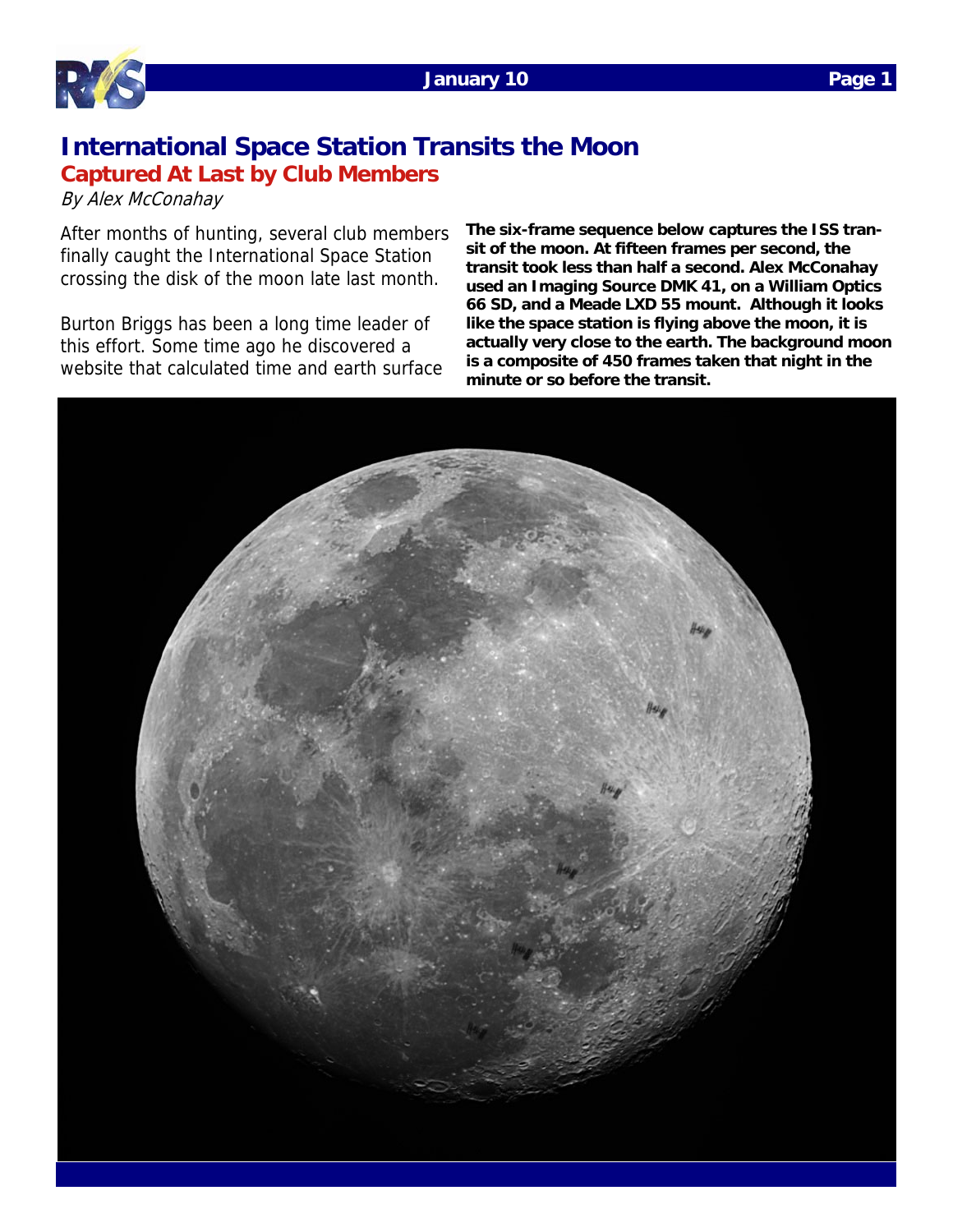# International Space Station Transits the Moon

## Captured At Last by Club Members

*By Alex McConahay*

After months of hunting, several club members finally caught the International Space Station crossing the disk of the moon late last month.

Burton Briggs has been a long time leader of this effort. Some time ago he discovered a website that calculated time and earth surface

**The six-frame sequence below captures the ISS transit of the moon. At fifteen frames per second, the transit took less than half a second. Alex McConahay used an Imaging Source DMK 41, on a William Optics 66 SD, and a Meade LXD 55 mount. Although it looks like the space station is flying above the moon, it is actually very close to the earth. The background moon is a composite of 450 frames taken that night in the minute or so before the transit.**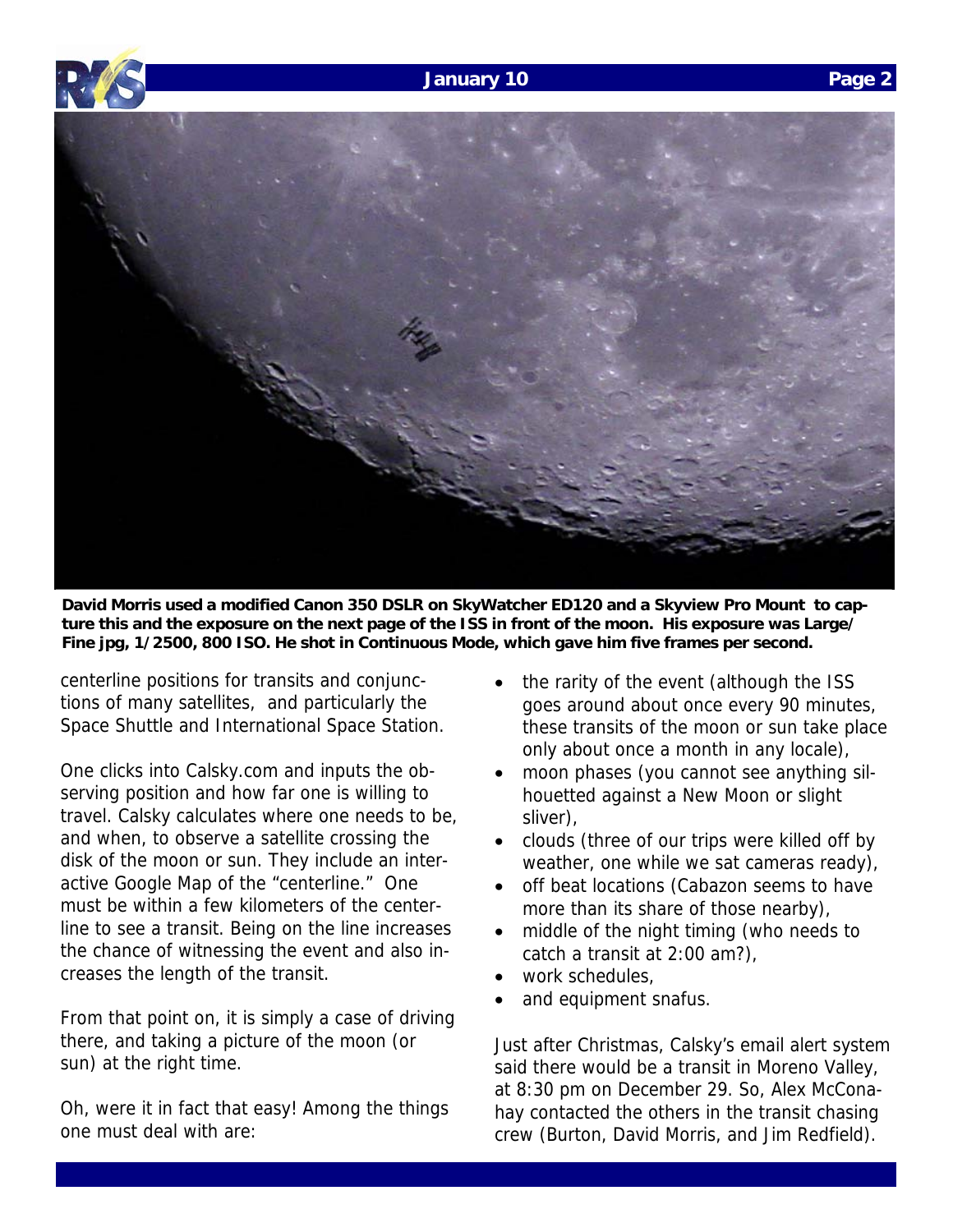**David Morris used a modified Canon 350 DSLR on SkyWatcher ED120 and a Skyview Pro Mount to capture this and the exposure on the next page of the ISS in front of the moon. His exposure was Large/Fine jpg, 1/2500, 800 ISO. He shot in Continuous Mode, which gave him five frames per second.**

centerline positions for transits and conjunctions of many satellites, and particularly the Space Shuttle and International Space Station.

One clicks into Calsky.com and inputs the observing position and how far one is willing to travel. Calsky calculates where one needs to be, and when, to observe a satellite crossing the disk of the moon or sun. They include an interactive Google Map of the "centerline." One must be within a few kilometers of the centerline to see a transit. Being on the line increases the chance of witnessing the event and also increases the length of the transit.

From that point on, it is simply a case of driving there, and taking a picture of the moon (or sun) at the right time.

Oh, were it in fact that easy! Among the things one must deal with are:

- the rarity of the event (although the ISS goes around about once every 90 minutes, these transits of the moon or sun take place only about once a month in any locale),
- moon phases (you cannot see anything silhouetted against a New Moon or slight sliver),
- clouds (three of our trips were killed off by weather, one while we sat cameras ready),
- off beat locations (Cabazon seems to have more than its share of those nearby),
- middle of the night timing (who needs to catch a transit at 2:00 am?),
- work schedules,
- and equipment snafus.

Just after Christmas, Calsky's email alert system said there would be a transit in Moreno Valley, at 8:30 pm on December 29. So, Alex McConahay contacted the others in the transit chasing crew (Burton, David Morris, and Jim Redfield).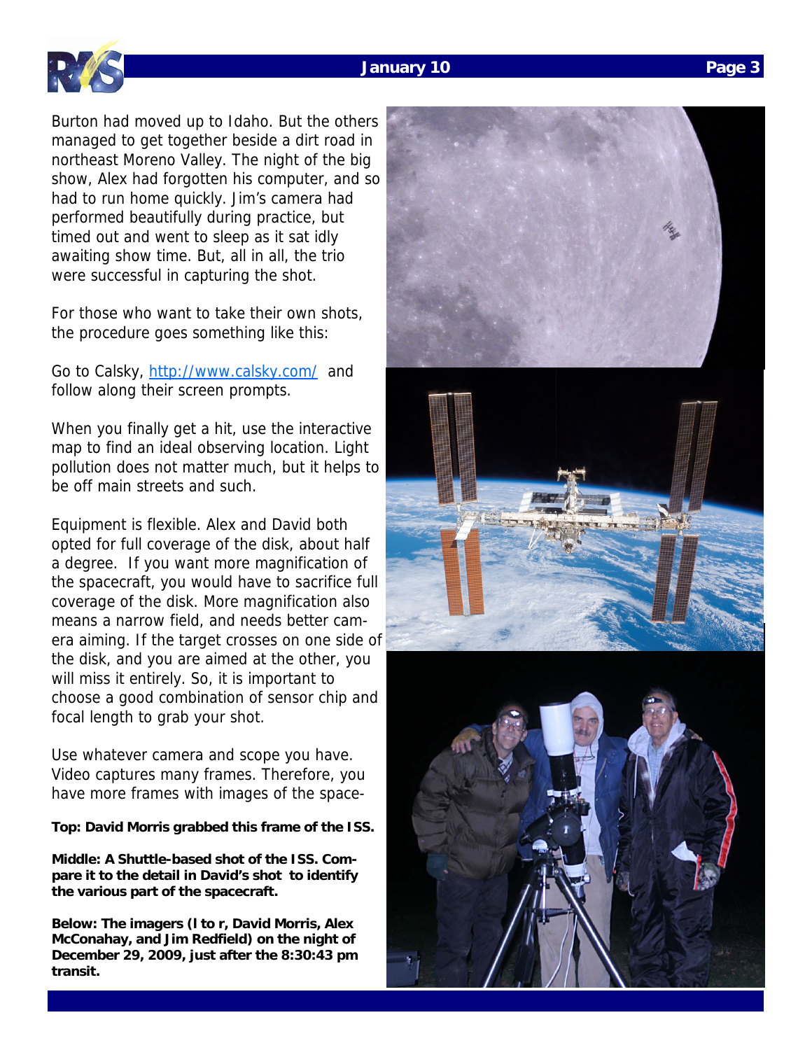Burton had moved up to Idaho. But the others managed to get together beside a dirt road in northeast Moreno Valley. The night of the big show, Alex had forgotten his computer, and so had to run home quickly. Jim's camera had performed beautifully during practice, but timed out and went to sleep as it sat idly awaiting show time. But, all in all, the trio were successful in capturing the shot.

For those who want to take their own shots, the procedure goes something like this:

Go to Calsky, http://www.calsky.com/ and follow along their screen prompts.

When you finally get a hit, use the interactive map to find an ideal observing location. Light pollution does not matter much, but it helps to be off main streets and such.

Equipment is flexible. Alex and David both opted for full coverage of the disk, about half a degree. If you want more magnification of the spacecraft, you would have to sacrifice full coverage of the disk. More magnification also means a narrow field, and needs better camera aiming. If the target crosses on one side of the disk, and you are aimed at the other, you will miss it entirely. So, it is important to choose a good combination of sensor chip and focal length to grab your shot.

Use whatever camera and scope you have. Video captures many frames. Therefore, you have more frames with images of the space-

**Top: David Morris grabbed this frame of the ISS.**

**Middle: A Shuttle-based shot of the ISS. Compare it to the detail in David's shot to identify the various part of the spacecraft.**

**Below: The imagers (l to r, David Morris, Alex McConahay, and Jim Redfield) on the night of December 29, 2009, just after the 8:30:43 pm transit.**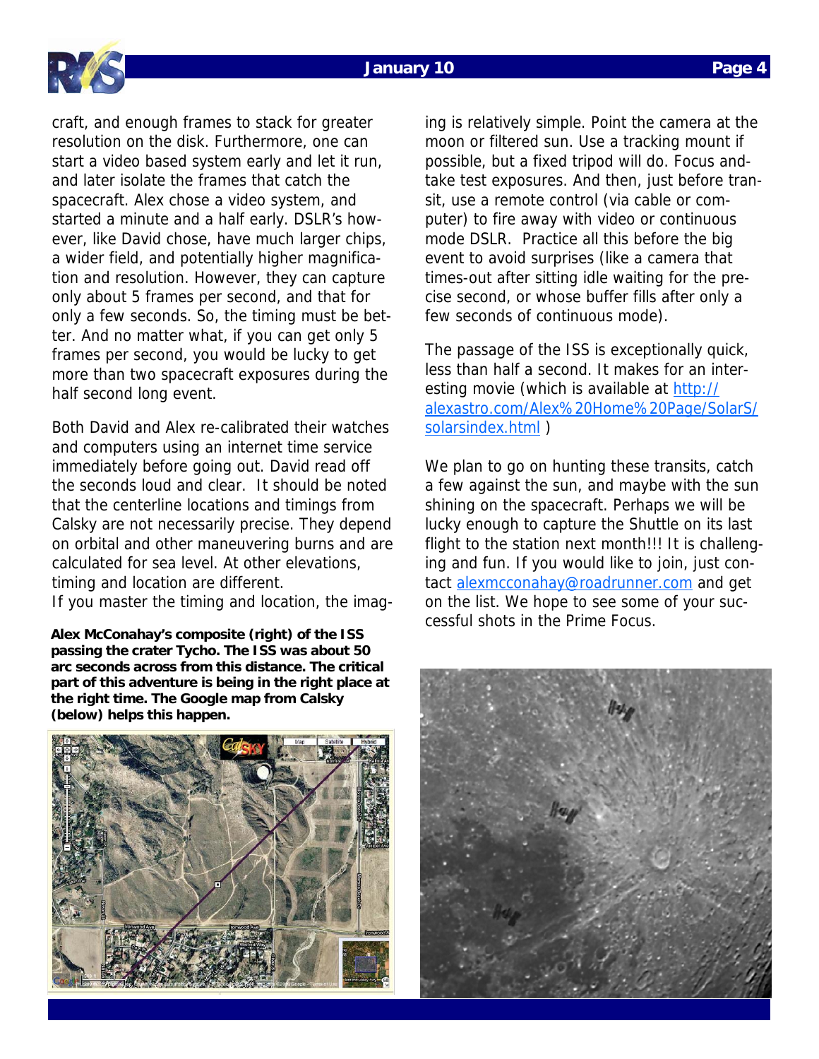craft, and enough frames to stack for greater resolution on the disk. Furthermore, one can start a video based system early and let it run, and later isolate the frames that catch the spacecraft. Alex chose a video system, and started a minute and a half early. DSLR's however, like David chose, have much larger chips, a wider field, and potentially higher magnification and resolution. However, they can capture only about 5 frames per second, and that for only a few seconds. So, the timing must be better. And no matter what, if you can get only 5 frames per second, you would be lucky to get more than two spacecraft exposures during the half second long event.

Both David and Alex re-calibrated their watches and computers using an internet time service immediately before going out. David read off the seconds loud and clear. It should be noted that the centerline locations and timings from Calsky are not necessarily precise. They depend on orbital and other maneuvering burns and are calculated for sea level. At other elevations, timing and location are different.

If you master the timing and location, the imaging is relatively simple. Point the camera at the moon or filtered sun. Use a tracking mount if possible, but a fixed tripod will do. Focus and take test exposures. And then, just before transit, use a remote control (via cable or computer) to fire away with video or continuous mode DSLR. Practice all this before the big event to avoid surprises (like a camera that times-out after sitting idle waiting for the precise second, or whose buffer fills after only a few seconds of continuous mode).

The passage of the ISS is exceptionally quick, less than half a second. It makes for an interesting movie (which is available at http://alexastro.com/Alex%20Home%20Page/SolarS/solarsindex.html )

We plan to go on hunting these transits, catch a few against the sun, and maybe with the sun shining on the spacecraft. Perhaps we will be lucky enough to capture the Shuttle on its last flight to the station next month!!! It is challenging and fun. If you would like to join, just contact alexmcconahay@roadrunner.com and get on the list. We hope to see some of your successful shots in the Prime Focus.

**Alex McConahay's composite (right) of the ISS passing the crater Tycho. The ISS was about 50 arc seconds across from this distance. The critical part of this adventure is being in the right place at the right time. The Google map from Calsky (below) helps this happen.**